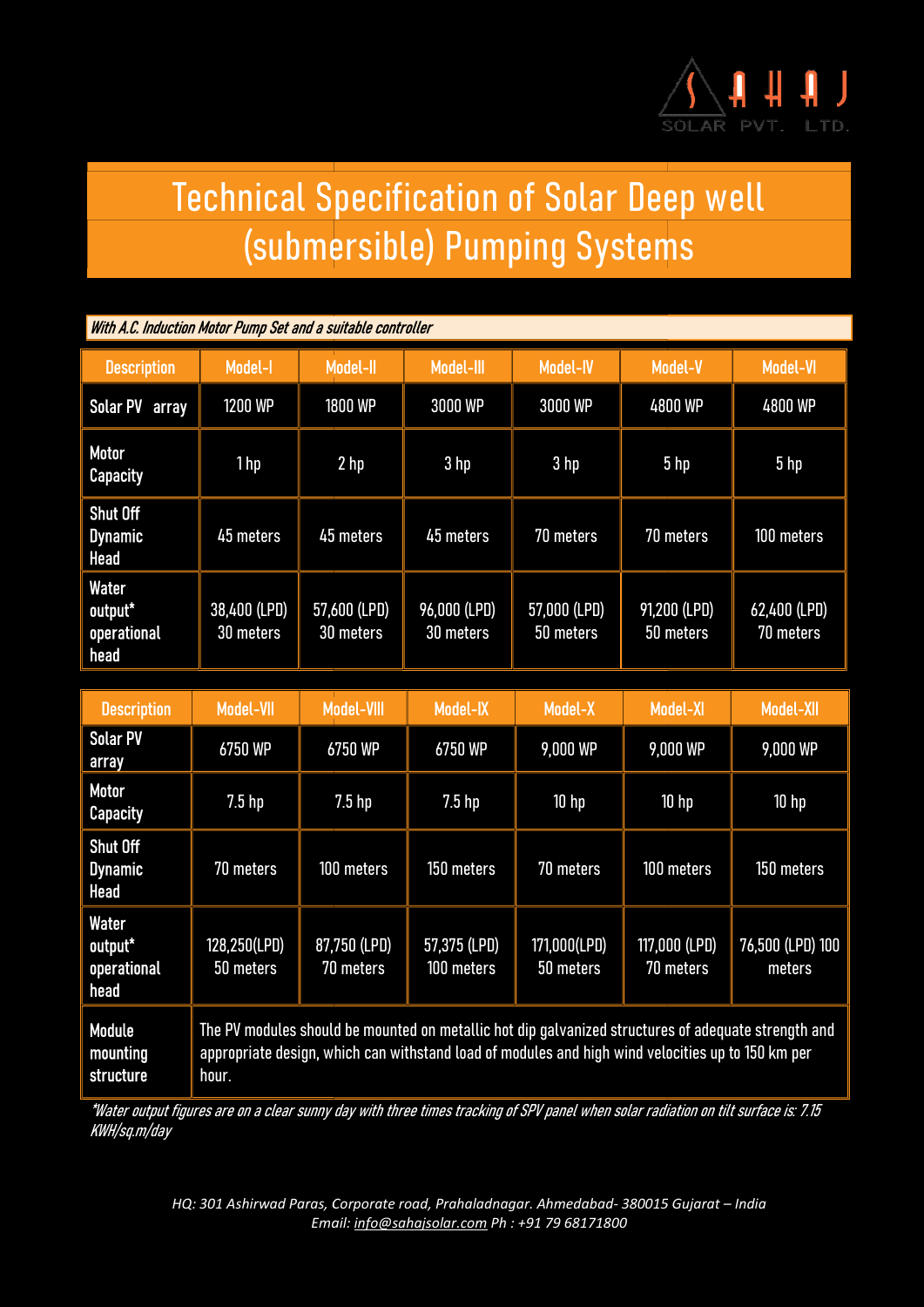# Technical Specification of Solar Deep well (submersible) Pumping Systems

*With A.C. Induction Motor Pump Set and a suitable controller*

| Description | Model-I | Model-II | Model-III | Model-IV | Model-V | Model-VI |
|---|---|---|---|---|---|---|
| Solar PV array | 1200 WP | 1800 WP | 3000 WP | 3000 WP | 4800 WP | 4800 WP |
| Motor Capacity | 1 hp | 2 hp | 3 hp | 3 hp | 5 hp | 5 hp |
| Shut Off Dynamic Head | 45 meters | 45 meters | 45 meters | 70 meters | 70 meters | 100 meters |
| Water output* operational head | 38,400 (LPD) 30 meters | 57,600 (LPD) 30 meters | 96,000 (LPD) 30 meters | 57,000 (LPD) 50 meters | 91,200 (LPD) 50 meters | 62,400 (LPD) 70 meters |

| Description | Model-VII | Model-VIII | Model-IX | Model-X | Model-XI | Model-XII |
|---|---|---|---|---|---|---|
| Solar PV array | 6750 WP | 6750 WP | 6750 WP | 9,000 WP | 9,000 WP | 9,000 WP |
| Motor Capacity | 7.5 hp | 7.5 hp | 7.5 hp | 10 hp | 10 hp | 10 hp |
| Shut Off Dynamic Head | 70 meters | 100 meters | 150 meters | 70 meters | 100 meters | 150 meters |
| Water output* operational head | 128,250(LPD) 50 meters | 87,750 (LPD) 70 meters | 57,375 (LPD) 100 meters | 171,000(LPD) 50 meters | 117,000 (LPD) 70 meters | 76,500 (LPD) 100 meters |
| Module mounting structure | The PV modules should be mounted on metallic hot dip galvanized structures of adequate strength and appropriate design, which can withstand load of modules and high wind velocities up to 150 km per hour. | | | | | |

*\*Water output figures are on a clear sunny day with three times tracking of SPV panel when solar radiation on tilt surface is: 7.15 KWH/sq.m/day*

*HQ: 301 Ashirwad Paras, Corporate road, Prahaladnagar. Ahmedabad- 380015 Gujarat – India*
*Email: info@sahajsolar.com Ph : +91 79 68171800*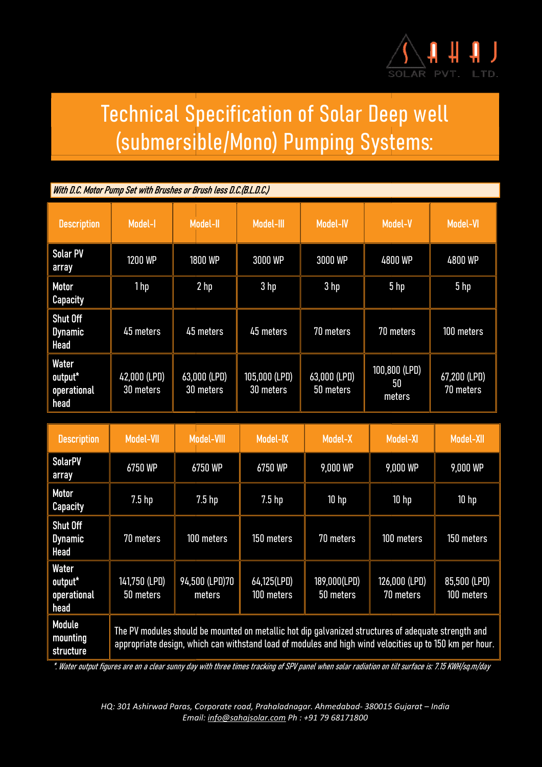# Technical Specification of Solar Deep well (submersible/Mono) Pumping Systems:

*With D.C. Motor Pump Set with Brushes or Brush less D.C.(B.L.D.C.)*

| Description | Model-I | Model-II | Model-III | Model-IV | Model-V | Model-VI |
|---|---|---|---|---|---|---|
| Solar PV array | 1200 WP | 1800 WP | 3000 WP | 3000 WP | 4800 WP | 4800 WP |
| Motor Capacity | 1 hp | 2 hp | 3 hp | 3 hp | 5 hp | 5 hp |
| Shut Off Dynamic Head | 45 meters | 45 meters | 45 meters | 70 meters | 70 meters | 100 meters |
| Water output* operational head | 42,000 (LPD) 30 meters | 63,000 (LPD) 30 meters | 105,000 (LPD) 30 meters | 63,000 (LPD) 50 meters | 100,800 (LPD) 50 meters | 67,200 (LPD) 70 meters |

| Description | Model-VII | Model-VIII | Model-IX | Model-X | Model-XI | Model-XII |
|---|---|---|---|---|---|---|
| SolarPV array | 6750 WP | 6750 WP | 6750 WP | 9,000 WP | 9,000 WP | 9,000 WP |
| Motor Capacity | 7.5 hp | 7.5 hp | 7.5 hp | 10 hp | 10 hp | 10 hp |
| Shut Off Dynamic Head | 70 meters | 100 meters | 150 meters | 70 meters | 100 meters | 150 meters |
| Water output* operational head | 141,750 (LPD) 50 meters | 94,500 (LPD)70 meters | 64,125(LPD) 100 meters | 189,000(LPD) 50 meters | 126,000 (LPD) 70 meters | 85,500 (LPD) 100 meters |
| Module mounting structure | The PV modules should be mounted on metallic hot dip galvanized structures of adequate strength and appropriate design, which can withstand load of modules and high wind velocities up to 150 km per hour. | | | | | |

*: Water output figures are on a clear sunny day with three times tracking of SPV panel when solar radiation on tilt surface is: 7.15 KWH/sq.m/day*

*HQ: 301 Ashirwad Paras, Corporate road, Prahaladnagar. Ahmedabad- 380015 Gujarat – India*
*Email: info@sahajsolar.com Ph : +91 79 68171800*